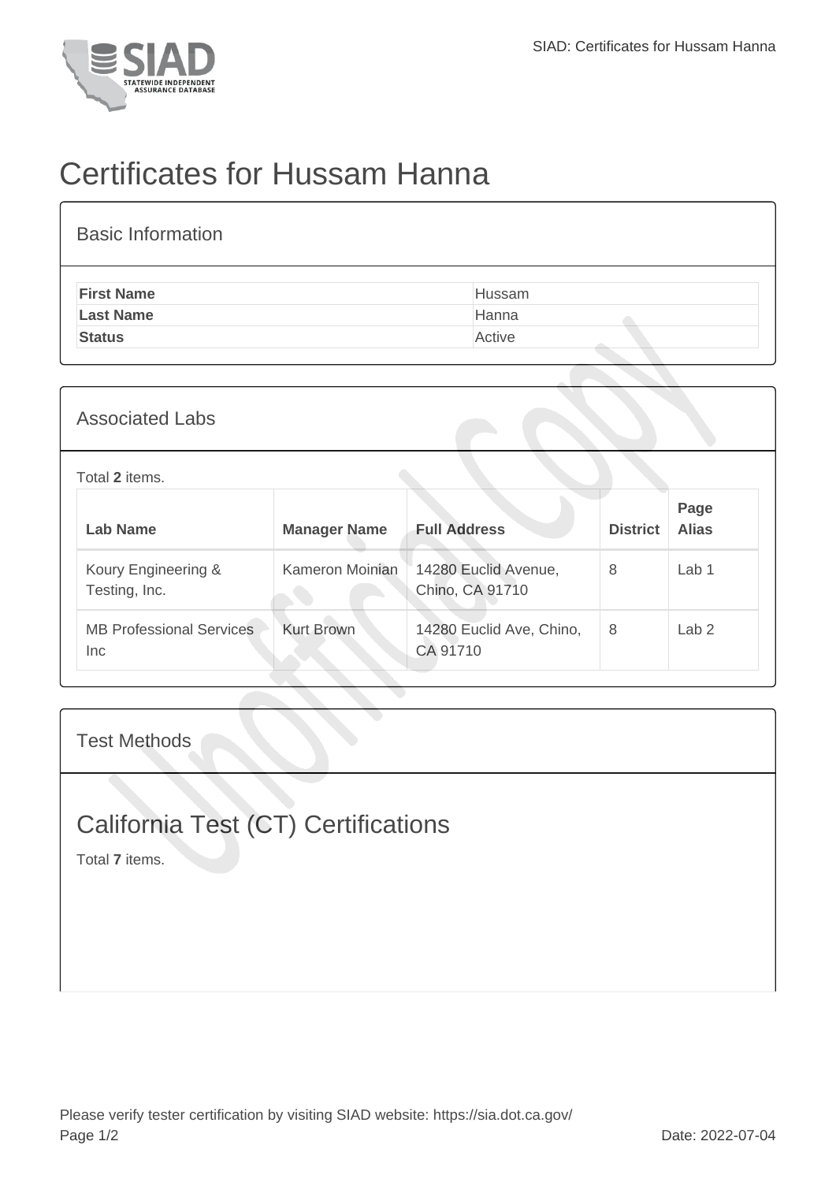# Certificates for Hussam Hanna

## Basic Information

| | |
|---|---|
| **First Name** | Hussam |
| **Last Name** | Hanna |
| **Status** | Active |

## Associated Labs

Total **2** items.

| Lab Name | Manager Name | Full Address | District | Page Alias |
|---|---|---|---|---|
| Koury Engineering & Testing, Inc. | Kameron Moinian | 14280 Euclid Avenue, Chino, CA 91710 | 8 | Lab 1 |
| MB Professional Services Inc | Kurt Brown | 14280 Euclid Ave, Chino, CA 91710 | 8 | Lab 2 |

## Test Methods

### California Test (CT) Certifications

Total **7** items.

Please verify tester certification by visiting SIAD website: https://sia.dot.ca.gov/

Date: 2022-07-04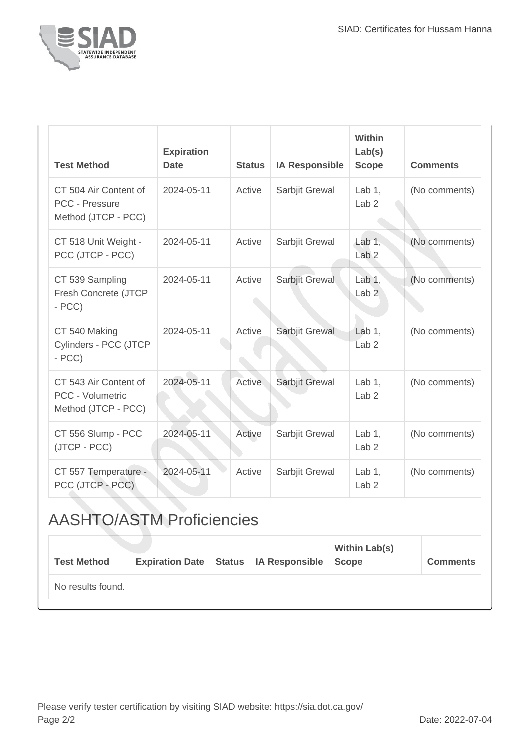| Test Method | Expiration Date | Status | IA Responsible | Within Lab(s) Scope | Comments |
|---|---|---|---|---|---|
| CT 504 Air Content of PCC - Pressure Method (JTCP - PCC) | 2024-05-11 | Active | Sarbjit Grewal | Lab 1, Lab 2 | (No comments) |
| CT 518 Unit Weight - PCC (JTCP - PCC) | 2024-05-11 | Active | Sarbjit Grewal | Lab 1, Lab 2 | (No comments) |
| CT 539 Sampling Fresh Concrete (JTCP - PCC) | 2024-05-11 | Active | Sarbjit Grewal | Lab 1, Lab 2 | (No comments) |
| CT 540 Making Cylinders - PCC (JTCP - PCC) | 2024-05-11 | Active | Sarbjit Grewal | Lab 1, Lab 2 | (No comments) |
| CT 543 Air Content of PCC - Volumetric Method (JTCP - PCC) | 2024-05-11 | Active | Sarbjit Grewal | Lab 1, Lab 2 | (No comments) |
| CT 556 Slump - PCC (JTCP - PCC) | 2024-05-11 | Active | Sarbjit Grewal | Lab 1, Lab 2 | (No comments) |
| CT 557 Temperature - PCC (JTCP - PCC) | 2024-05-11 | Active | Sarbjit Grewal | Lab 1, Lab 2 | (No comments) |

## AASHTO/ASTM Proficiencies

| Test Method | Expiration Date | Status | IA Responsible | Within Lab(s) Scope | Comments |
|---|---|---|---|---|---|
| No results found. | | | | | |

Please verify tester certification by visiting SIAD website: https://sia.dot.ca.gov/

Date: 2022-07-04